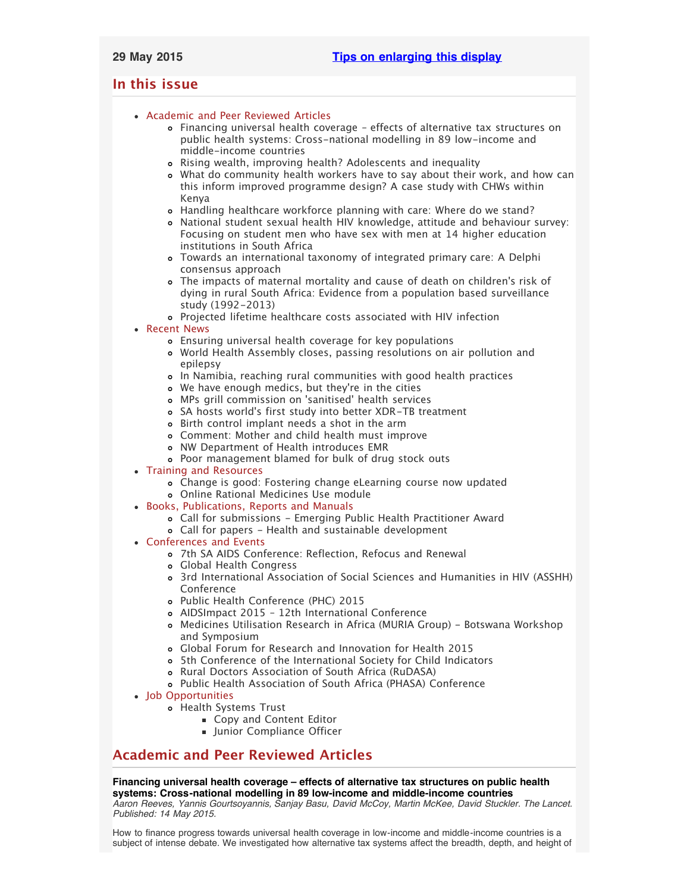**29 May 2015** **Tips on enlarging this display**

## In this issue

- Academic and Peer Reviewed Articles
  - Financing universal health coverage - effects of alternative tax structures on public health systems: Cross-national modelling in 89 low-income and middle-income countries
  - Rising wealth, improving health? Adolescents and inequality
  - What do community health workers have to say about their work, and how can this inform improved programme design? A case study with CHWs within Kenya
  - Handling healthcare workforce planning with care: Where do we stand?
  - National student sexual health HIV knowledge, attitude and behaviour survey: Focusing on student men who have sex with men at 14 higher education institutions in South Africa
  - Towards an international taxonomy of integrated primary care: A Delphi consensus approach
  - The impacts of maternal mortality and cause of death on children's risk of dying in rural South Africa: Evidence from a population based surveillance study (1992-2013)
  - Projected lifetime healthcare costs associated with HIV infection
- Recent News
  - Ensuring universal health coverage for key populations
  - World Health Assembly closes, passing resolutions on air pollution and epilepsy
  - In Namibia, reaching rural communities with good health practices
  - We have enough medics, but they're in the cities
  - MPs grill commission on 'sanitised' health services
  - SA hosts world's first study into better XDR-TB treatment
  - Birth control implant needs a shot in the arm
  - Comment: Mother and child health must improve
  - NW Department of Health introduces EMR
  - Poor management blamed for bulk of drug stock outs
- Training and Resources
  - Change is good: Fostering change eLearning course now updated
  - Online Rational Medicines Use module
- Books, Publications, Reports and Manuals
  - Call for submissions - Emerging Public Health Practitioner Award
  - Call for papers - Health and sustainable development
- Conferences and Events
  - 7th SA AIDS Conference: Reflection, Refocus and Renewal
  - Global Health Congress
  - 3rd International Association of Social Sciences and Humanities in HIV (ASSHH) Conference
  - Public Health Conference (PHC) 2015
  - AIDSImpact 2015 - 12th International Conference
  - Medicines Utilisation Research in Africa (MURIA Group) - Botswana Workshop and Symposium
  - Global Forum for Research and Innovation for Health 2015
  - 5th Conference of the International Society for Child Indicators
  - Rural Doctors Association of South Africa (RuDASA)
  - Public Health Association of South Africa (PHASA) Conference
- Job Opportunities
  - Health Systems Trust
    - Copy and Content Editor
    - Junior Compliance Officer

## Academic and Peer Reviewed Articles

**Financing universal health coverage – effects of alternative tax structures on public health systems: Cross-national modelling in 89 low-income and middle-income countries**
*Aaron Reeves, Yannis Gourtsoyannis, Sanjay Basu, David McCoy, Martin McKee, David Stuckler. The Lancet. Published: 14 May 2015.*

How to finance progress towards universal health coverage in low-income and middle-income countries is a subject of intense debate. We investigated how alternative tax systems affect the breadth, depth, and height of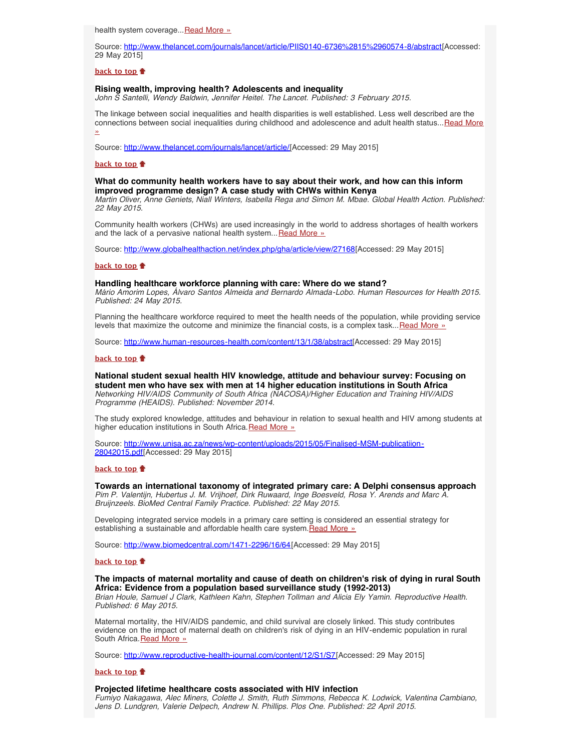health system coverage...Read More »

Source: http://www.thelancet.com/journals/lancet/article/PIIS0140-6736%2815%2960574-8/abstract[Accessed: 29 May 2015]

**back to top**

**Rising wealth, improving health? Adolescents and inequality**
*John S Santelli, Wendy Baldwin, Jennifer Heitel. The Lancet. Published: 3 February 2015.*

The linkage between social inequalities and health disparities is well established. Less well described are the connections between social inequalities during childhood and adolescence and adult health status...Read More »

Source: http://www.thelancet.com/journals/lancet/article/[Accessed: 29 May 2015]

**back to top**

**What do community health workers have to say about their work, and how can this inform improved programme design? A case study with CHWs within Kenya**
*Martin Oliver, Anne Geniets, Niall Winters, Isabella Rega and Simon M. Mbae. Global Health Action. Published: 22 May 2015.*

Community health workers (CHWs) are used increasingly in the world to address shortages of health workers and the lack of a pervasive national health system...Read More »

Source: http://www.globalhealthaction.net/index.php/gha/article/view/27168[Accessed: 29 May 2015]

**back to top**

**Handling healthcare workforce planning with care: Where do we stand?**
*Mário Amorim Lopes, Álvaro Santos Almeida and Bernardo Almada-Lobo. Human Resources for Health 2015. Published: 24 May 2015.*

Planning the healthcare workforce required to meet the health needs of the population, while providing service levels that maximize the outcome and minimize the financial costs, is a complex task...Read More »

Source: http://www.human-resources-health.com/content/13/1/38/abstract[Accessed: 29 May 2015]

**back to top**

**National student sexual health HIV knowledge, attitude and behaviour survey: Focusing on student men who have sex with men at 14 higher education institutions in South Africa**
*Networking HIV/AIDS Community of South Africa (NACOSA)/Higher Education and Training HIV/AIDS Programme (HEAIDS). Published: November 2014.*

The study explored knowledge, attitudes and behaviour in relation to sexual health and HIV among students at higher education institutions in South Africa.Read More »

Source: http://www.unisa.ac.za/news/wp-content/uploads/2015/05/Finalised-MSM-publicatiion-28042015.pdf[Accessed: 29 May 2015]

**back to top**

**Towards an international taxonomy of integrated primary care: A Delphi consensus approach**
*Pim P. Valentijn, Hubertus J. M. Vrijhoef, Dirk Ruwaard, Inge Boesveld, Rosa Y. Arends and Marc A. Bruijnzeels. BioMed Central Family Practice. Published: 22 May 2015.*

Developing integrated service models in a primary care setting is considered an essential strategy for establishing a sustainable and affordable health care system.Read More »

Source: http://www.biomedcentral.com/1471-2296/16/64[Accessed: 29 May 2015]

**back to top**

**The impacts of maternal mortality and cause of death on children's risk of dying in rural South Africa: Evidence from a population based surveillance study (1992-2013)**
*Brian Houle, Samuel J Clark, Kathleen Kahn, Stephen Tollman and Alicia Ely Yamin. Reproductive Health. Published: 6 May 2015.*

Maternal mortality, the HIV/AIDS pandemic, and child survival are closely linked. This study contributes evidence on the impact of maternal death on children's risk of dying in an HIV-endemic population in rural South Africa.Read More »

Source: http://www.reproductive-health-journal.com/content/12/S1/S7[Accessed: 29 May 2015]

**back to top**

**Projected lifetime healthcare costs associated with HIV infection**
*Fumiyo Nakagawa, Alec Miners, Colette J. Smith, Ruth Simmons, Rebecca K. Lodwick, Valentina Cambiano, Jens D. Lundgren, Valerie Delpech, Andrew N. Phillips. Plos One. Published: 22 April 2015.*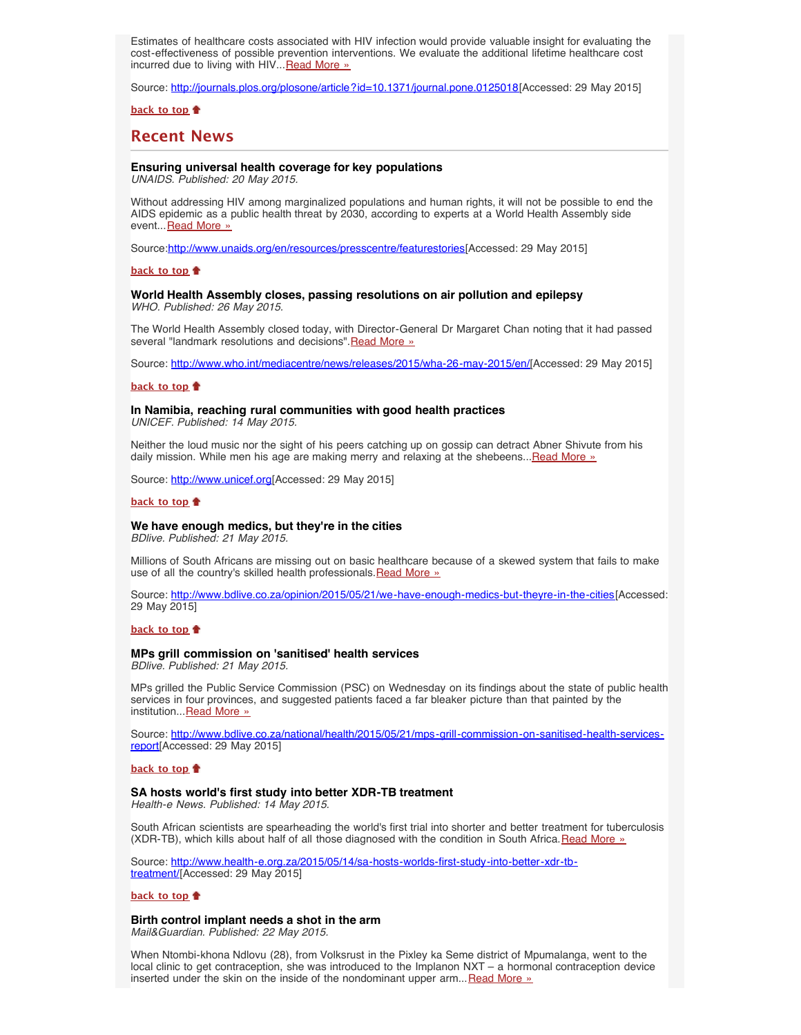Estimates of healthcare costs associated with HIV infection would provide valuable insight for evaluating the cost-effectiveness of possible prevention interventions. We evaluate the additional lifetime healthcare cost incurred due to living with HIV...[Read More »](http://journals.plos.org/plosone/article?id=10.1371/journal.pone.0125018)

Source: http://journals.plos.org/plosone/article?id=10.1371/journal.pone.0125018[Accessed: 29 May 2015]

**back to top**

## Recent News

**Ensuring universal health coverage for key populations**
*UNAIDS. Published: 20 May 2015.*

Without addressing HIV among marginalized populations and human rights, it will not be possible to end the AIDS epidemic as a public health threat by 2030, according to experts at a World Health Assembly side event...Read More »

Source:http://www.unaids.org/en/resources/presscentre/featurestories[Accessed: 29 May 2015]

**back to top**

**World Health Assembly closes, passing resolutions on air pollution and epilepsy**
*WHO. Published: 26 May 2015.*

The World Health Assembly closed today, with Director-General Dr Margaret Chan noting that it had passed several "landmark resolutions and decisions".Read More »

Source: http://www.who.int/mediacentre/news/releases/2015/wha-26-may-2015/en/[Accessed: 29 May 2015]

**back to top**

**In Namibia, reaching rural communities with good health practices**
*UNICEF. Published: 14 May 2015.*

Neither the loud music nor the sight of his peers catching up on gossip can detract Abner Shivute from his daily mission. While men his age are making merry and relaxing at the shebeens...Read More »

Source: http://www.unicef.org[Accessed: 29 May 2015]

**back to top**

**We have enough medics, but they're in the cities**
*BDlive. Published: 21 May 2015.*

Millions of South Africans are missing out on basic healthcare because of a skewed system that fails to make use of all the country's skilled health professionals.Read More »

Source: http://www.bdlive.co.za/opinion/2015/05/21/we-have-enough-medics-but-theyre-in-the-cities[Accessed: 29 May 2015]

**back to top**

**MPs grill commission on 'sanitised' health services**
*BDlive. Published: 21 May 2015.*

MPs grilled the Public Service Commission (PSC) on Wednesday on its findings about the state of public health services in four provinces, and suggested patients faced a far bleaker picture than that painted by the institution...Read More »

Source: http://www.bdlive.co.za/national/health/2015/05/21/mps-grill-commission-on-sanitised-health-services-report[Accessed: 29 May 2015]

**back to top**

**SA hosts world's first study into better XDR-TB treatment**
*Health-e News. Published: 14 May 2015.*

South African scientists are spearheading the world's first trial into shorter and better treatment for tuberculosis (XDR-TB), which kills about half of all those diagnosed with the condition in South Africa.Read More »

Source: http://www.health-e.org.za/2015/05/14/sa-hosts-worlds-first-study-into-better-xdr-tb-treatment/[Accessed: 29 May 2015]

**back to top**

**Birth control implant needs a shot in the arm**
*Mail&Guardian. Published: 22 May 2015.*

When Ntombi-khona Ndlovu (28), from Volksrust in the Pixley ka Seme district of Mpumalanga, went to the local clinic to get contraception, she was introduced to the Implanon NXT – a hormonal contraception device inserted under the skin on the inside of the nondominant upper arm...Read More »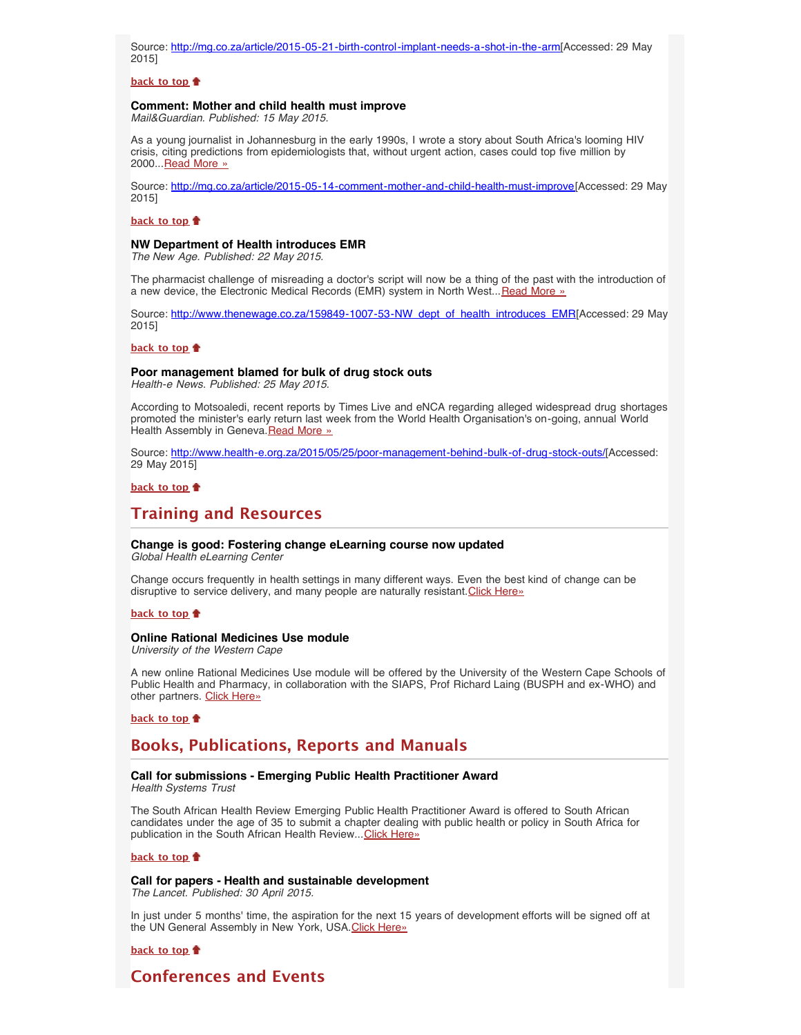Source: http://mg.co.za/article/2015-05-21-birth-control-implant-needs-a-shot-in-the-arm[Accessed: 29 May 2015]

**back to top**

**Comment: Mother and child health must improve**
*Mail&Guardian. Published: 15 May 2015.*

As a young journalist in Johannesburg in the early 1990s, I wrote a story about South Africa's looming HIV crisis, citing predictions from epidemiologists that, without urgent action, cases could top five million by 2000...Read More »

Source: http://mg.co.za/article/2015-05-14-comment-mother-and-child-health-must-improve[Accessed: 29 May 2015]

**back to top**

**NW Department of Health introduces EMR**
*The New Age. Published: 22 May 2015.*

The pharmacist challenge of misreading a doctor's script will now be a thing of the past with the introduction of a new device, the Electronic Medical Records (EMR) system in North West...Read More »

Source: http://www.thenewage.co.za/159849-1007-53-NW_dept_of_health_introduces_EMR[Accessed: 29 May 2015]

**back to top**

**Poor management blamed for bulk of drug stock outs**
*Health-e News. Published: 25 May 2015.*

According to Motsoaledi, recent reports by Times Live and eNCA regarding alleged widespread drug shortages promoted the minister's early return last week from the World Health Organisation's on-going, annual World Health Assembly in Geneva.Read More »

Source: http://www.health-e.org.za/2015/05/25/poor-management-behind-bulk-of-drug-stock-outs/[Accessed: 29 May 2015]

**back to top**

## Training and Resources

**Change is good: Fostering change eLearning course now updated**
*Global Health eLearning Center*

Change occurs frequently in health settings in many different ways. Even the best kind of change can be disruptive to service delivery, and many people are naturally resistant.Click Here»

**back to top**

**Online Rational Medicines Use module**
*University of the Western Cape*

A new online Rational Medicines Use module will be offered by the University of the Western Cape Schools of Public Health and Pharmacy, in collaboration with the SIAPS, Prof Richard Laing (BUSPH and ex-WHO) and other partners. Click Here»

**back to top**

## Books, Publications, Reports and Manuals

**Call for submissions - Emerging Public Health Practitioner Award**
*Health Systems Trust*

The South African Health Review Emerging Public Health Practitioner Award is offered to South African candidates under the age of 35 to submit a chapter dealing with public health or policy in South Africa for publication in the South African Health Review...Click Here»

**back to top**

**Call for papers - Health and sustainable development**
*The Lancet. Published: 30 April 2015.*

In just under 5 months' time, the aspiration for the next 15 years of development efforts will be signed off at the UN General Assembly in New York, USA.Click Here»

**back to top**

## Conferences and Events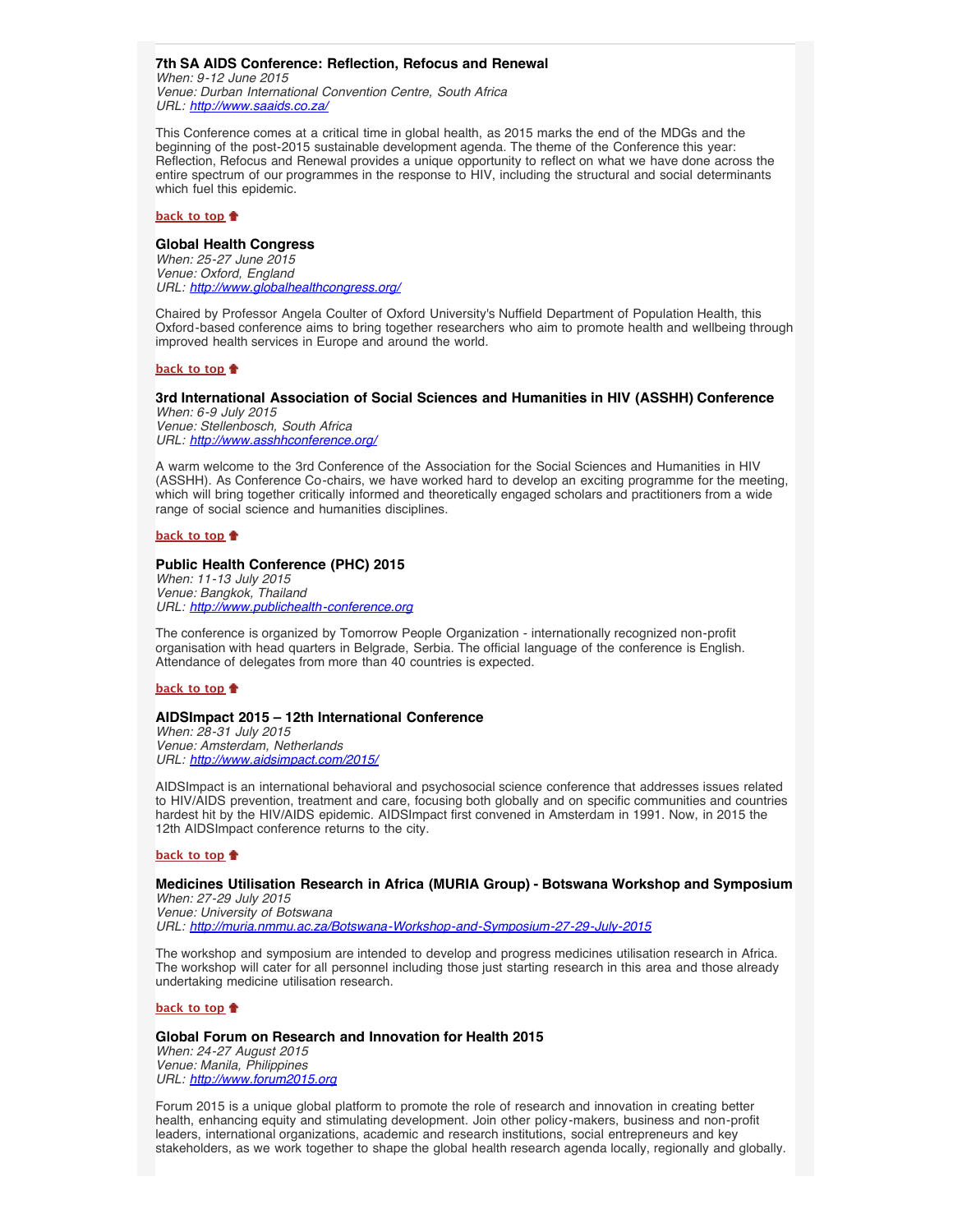### 7th SA AIDS Conference: Reflection, Refocus and Renewal

*When: 9-12 June 2015*
*Venue: Durban International Convention Centre, South Africa*
*URL: http://www.saaids.co.za/*

This Conference comes at a critical time in global health, as 2015 marks the end of the MDGs and the beginning of the post-2015 sustainable development agenda. The theme of the Conference this year: Reflection, Refocus and Renewal provides a unique opportunity to reflect on what we have done across the entire spectrum of our programmes in the response to HIV, including the structural and social determinants which fuel this epidemic.

**back to top**

### Global Health Congress

*When: 25-27 June 2015*
*Venue: Oxford, England*
*URL: http://www.globalhealthcongress.org/*

Chaired by Professor Angela Coulter of Oxford University's Nuffield Department of Population Health, this Oxford-based conference aims to bring together researchers who aim to promote health and wellbeing through improved health services in Europe and around the world.

**back to top**

### 3rd International Association of Social Sciences and Humanities in HIV (ASSHH) Conference

*When: 6-9 July 2015*
*Venue: Stellenbosch, South Africa*
*URL: http://www.asshhconference.org/*

A warm welcome to the 3rd Conference of the Association for the Social Sciences and Humanities in HIV (ASSHH). As Conference Co-chairs, we have worked hard to develop an exciting programme for the meeting, which will bring together critically informed and theoretically engaged scholars and practitioners from a wide range of social science and humanities disciplines.

**back to top**

### Public Health Conference (PHC) 2015

*When: 11-13 July 2015*
*Venue: Bangkok, Thailand*
*URL: http://www.publichealth-conference.org*

The conference is organized by Tomorrow People Organization - internationally recognized non-profit organisation with head quarters in Belgrade, Serbia. The official language of the conference is English. Attendance of delegates from more than 40 countries is expected.

**back to top**

### AIDSImpact 2015 – 12th International Conference

*When: 28-31 July 2015*
*Venue: Amsterdam, Netherlands*
*URL: http://www.aidsimpact.com/2015/*

AIDSImpact is an international behavioral and psychosocial science conference that addresses issues related to HIV/AIDS prevention, treatment and care, focusing both globally and on specific communities and countries hardest hit by the HIV/AIDS epidemic. AIDSImpact first convened in Amsterdam in 1991. Now, in 2015 the 12th AIDSImpact conference returns to the city.

**back to top**

### Medicines Utilisation Research in Africa (MURIA Group) - Botswana Workshop and Symposium

*When: 27-29 July 2015*
*Venue: University of Botswana*
*URL: http://muria.nmmu.ac.za/Botswana-Workshop-and-Symposium-27-29-July-2015*

The workshop and symposium are intended to develop and progress medicines utilisation research in Africa. The workshop will cater for all personnel including those just starting research in this area and those already undertaking medicine utilisation research.

**back to top**

### Global Forum on Research and Innovation for Health 2015

*When: 24-27 August 2015*
*Venue: Manila, Philippines*
*URL: http://www.forum2015.org*

Forum 2015 is a unique global platform to promote the role of research and innovation in creating better health, enhancing equity and stimulating development. Join other policy-makers, business and non-profit leaders, international organizations, academic and research institutions, social entrepreneurs and key stakeholders, as we work together to shape the global health research agenda locally, regionally and globally.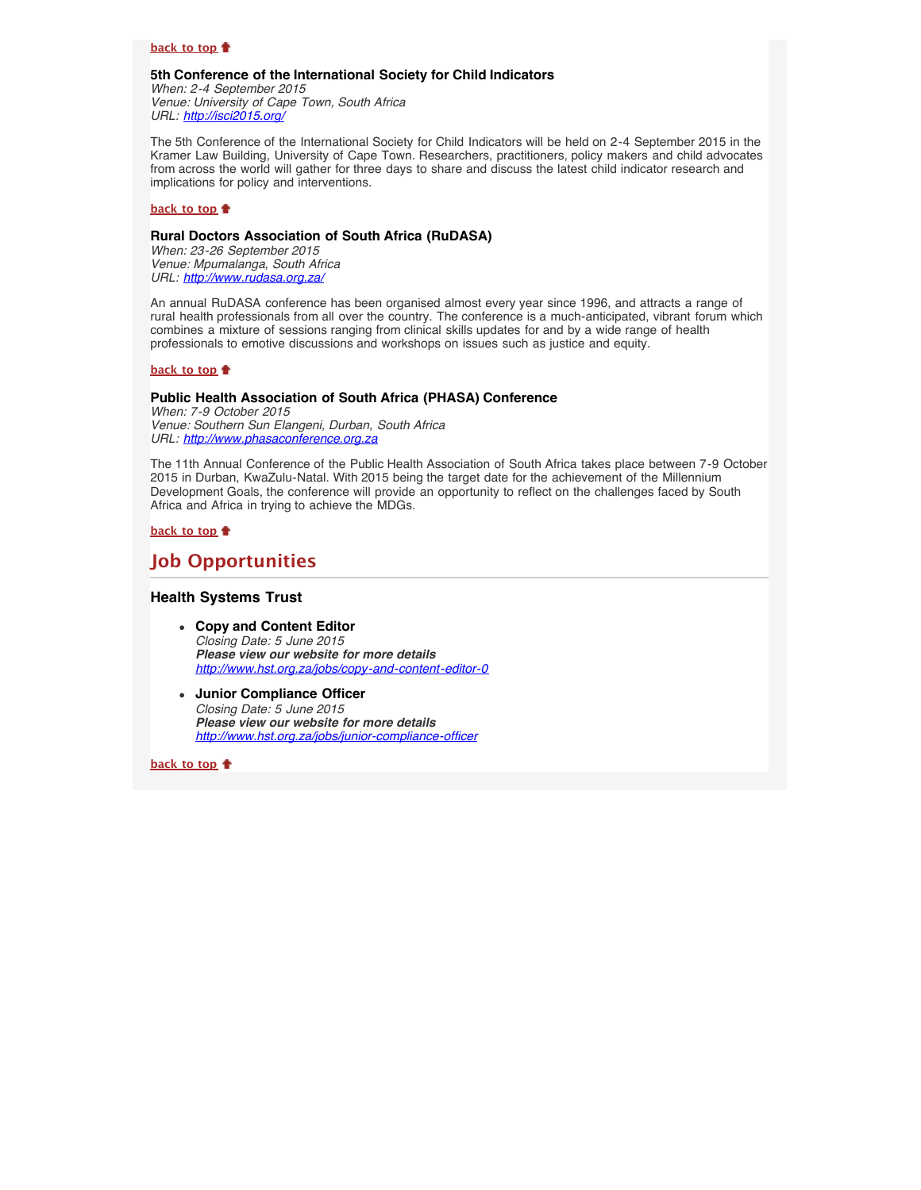**back to top**

### 5th Conference of the International Society for Child Indicators

*When: 2-4 September 2015*
*Venue: University of Cape Town, South Africa*
*URL: http://isci2015.org/*

The 5th Conference of the International Society for Child Indicators will be held on 2-4 September 2015 in the Kramer Law Building, University of Cape Town. Researchers, practitioners, policy makers and child advocates from across the world will gather for three days to share and discuss the latest child indicator research and implications for policy and interventions.

**back to top**

### Rural Doctors Association of South Africa (RuDASA)

*When: 23-26 September 2015*
*Venue: Mpumalanga, South Africa*
*URL: http://www.rudasa.org.za/*

An annual RuDASA conference has been organised almost every year since 1996, and attracts a range of rural health professionals from all over the country. The conference is a much-anticipated, vibrant forum which combines a mixture of sessions ranging from clinical skills updates for and by a wide range of health professionals to emotive discussions and workshops on issues such as justice and equity.

**back to top**

### Public Health Association of South Africa (PHASA) Conference

*When: 7-9 October 2015*
*Venue: Southern Sun Elangeni, Durban, South Africa*
*URL: http://www.phasaconference.org.za*

The 11th Annual Conference of the Public Health Association of South Africa takes place between 7-9 October 2015 in Durban, KwaZulu-Natal. With 2015 being the target date for the achievement of the Millennium Development Goals, the conference will provide an opportunity to reflect on the challenges faced by South Africa and Africa in trying to achieve the MDGs.

**back to top**

## Job Opportunities

### Health Systems Trust

- **Copy and Content Editor**
  *Closing Date: 5 June 2015*
  ***Please view our website for more details***
  *http://www.hst.org.za/jobs/copy-and-content-editor-0*

- **Junior Compliance Officer**
  *Closing Date: 5 June 2015*
  ***Please view our website for more details***
  *http://www.hst.org.za/jobs/junior-compliance-officer*

**back to top**